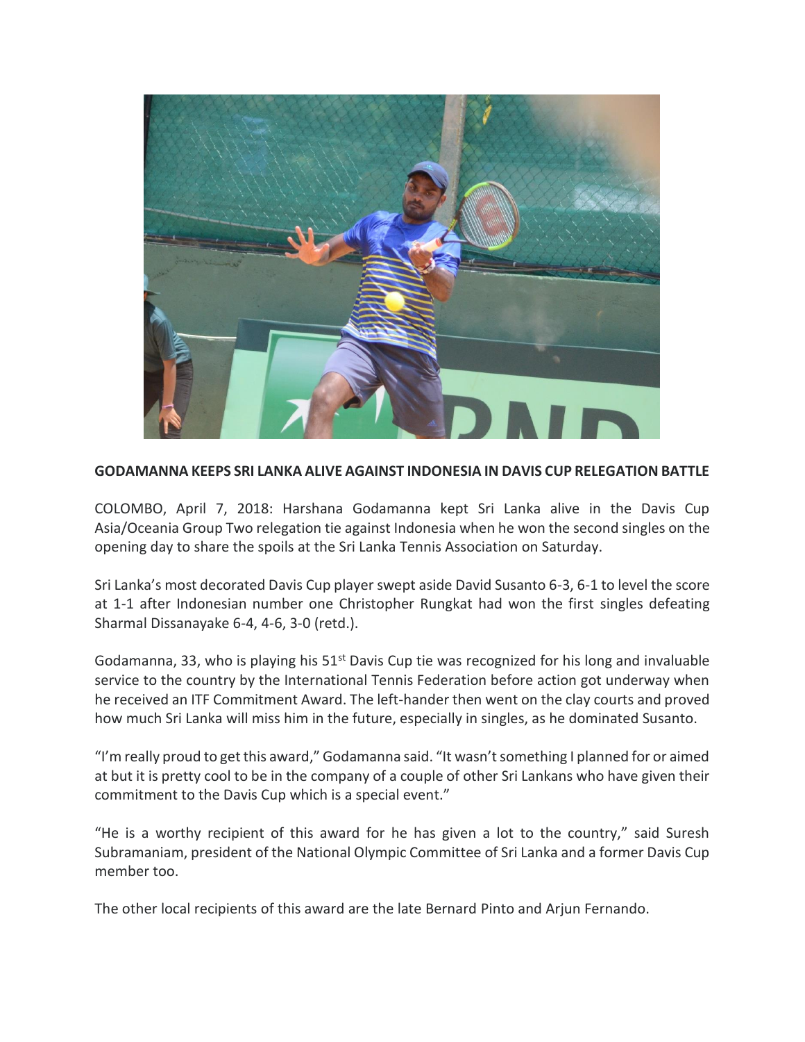**GODAMANNA KEEPS SRI LANKA ALIVE AGAINST INDONESIA IN DAVIS CUP RELEGATION BATTLE**

COLOMBO, April 7, 2018: Harshana Godamanna kept Sri Lanka alive in the Davis Cup Asia/Oceania Group Two relegation tie against Indonesia when he won the second singles on the opening day to share the spoils at the Sri Lanka Tennis Association on Saturday.

Sri Lanka's most decorated Davis Cup player swept aside David Susanto 6-3, 6-1 to level the score at 1-1 after Indonesian number one Christopher Rungkat had won the first singles defeating Sharmal Dissanayake 6-4, 4-6, 3-0 (retd.).

Godamanna, 33, who is playing his 51st Davis Cup tie was recognized for his long and invaluable service to the country by the International Tennis Federation before action got underway when he received an ITF Commitment Award. The left-hander then went on the clay courts and proved how much Sri Lanka will miss him in the future, especially in singles, as he dominated Susanto.

"I'm really proud to get this award," Godamanna said. "It wasn't something I planned for or aimed at but it is pretty cool to be in the company of a couple of other Sri Lankans who have given their commitment to the Davis Cup which is a special event."

"He is a worthy recipient of this award for he has given a lot to the country," said Suresh Subramaniam, president of the National Olympic Committee of Sri Lanka and a former Davis Cup member too.

The other local recipients of this award are the late Bernard Pinto and Arjun Fernando.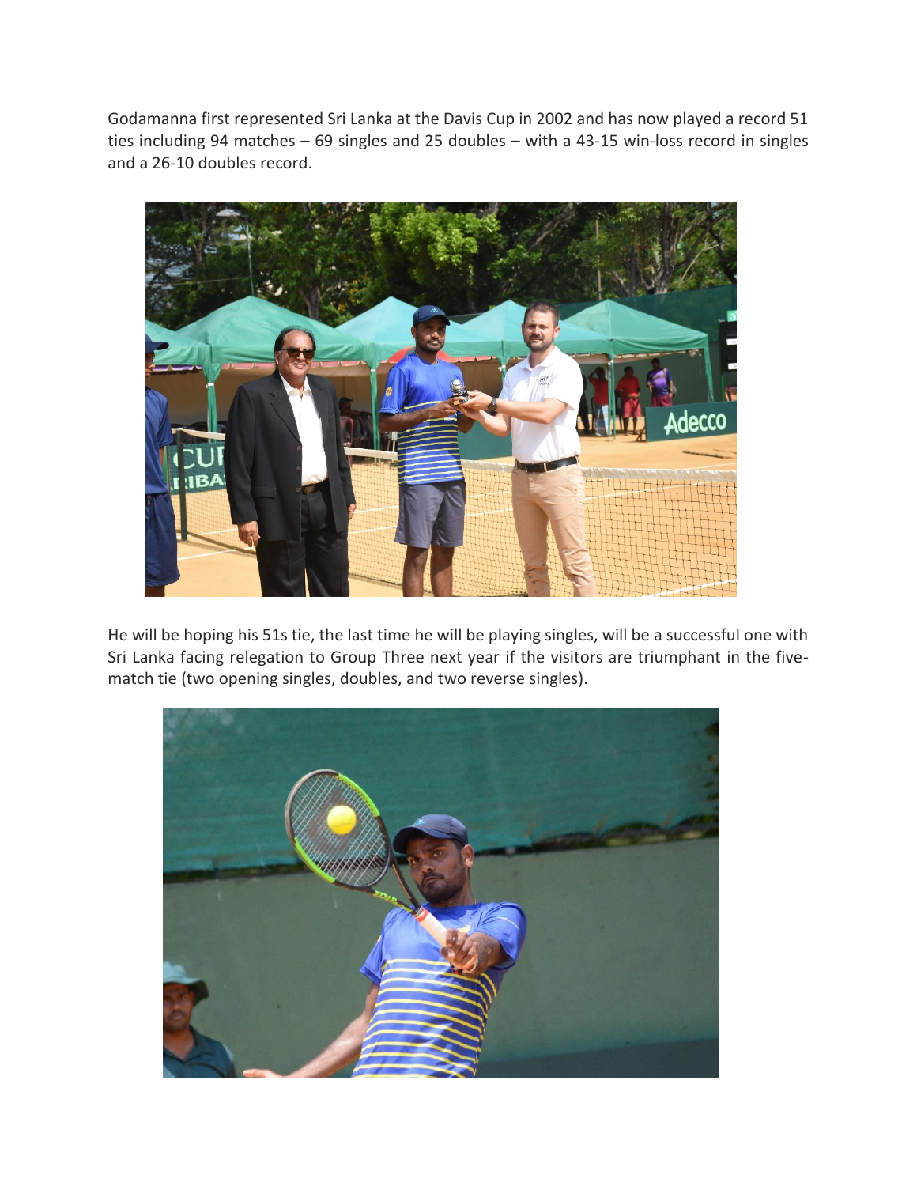Godamanna first represented Sri Lanka at the Davis Cup in 2002 and has now played a record 51 ties including 94 matches – 69 singles and 25 doubles – with a 43-15 win-loss record in singles and a 26-10 doubles record.

He will be hoping his 51s tie, the last time he will be playing singles, will be a successful one with Sri Lanka facing relegation to Group Three next year if the visitors are triumphant in the five-match tie (two opening singles, doubles, and two reverse singles).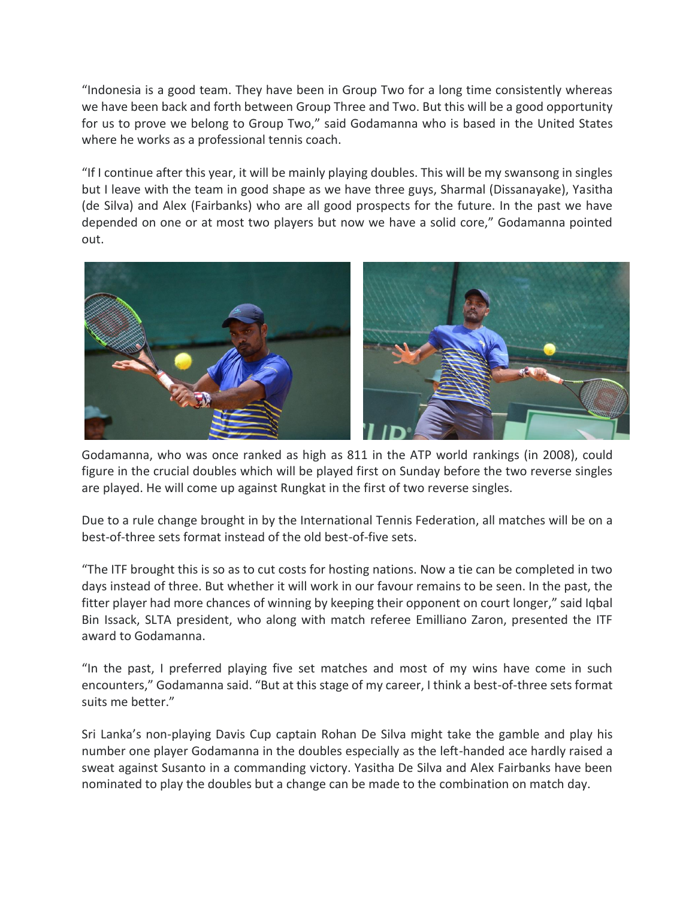"Indonesia is a good team. They have been in Group Two for a long time consistently whereas we have been back and forth between Group Three and Two. But this will be a good opportunity for us to prove we belong to Group Two," said Godamanna who is based in the United States where he works as a professional tennis coach.

"If I continue after this year, it will be mainly playing doubles. This will be my swansong in singles but I leave with the team in good shape as we have three guys, Sharmal (Dissanayake), Yasitha (de Silva) and Alex (Fairbanks) who are all good prospects for the future. In the past we have depended on one or at most two players but now we have a solid core," Godamanna pointed out.

Godamanna, who was once ranked as high as 811 in the ATP world rankings (in 2008), could figure in the crucial doubles which will be played first on Sunday before the two reverse singles are played. He will come up against Rungkat in the first of two reverse singles.

Due to a rule change brought in by the International Tennis Federation, all matches will be on a best-of-three sets format instead of the old best-of-five sets.

"The ITF brought this is so as to cut costs for hosting nations. Now a tie can be completed in two days instead of three. But whether it will work in our favour remains to be seen. In the past, the fitter player had more chances of winning by keeping their opponent on court longer," said Iqbal Bin Issack, SLTA president, who along with match referee Emilliano Zaron, presented the ITF award to Godamanna.

"In the past, I preferred playing five set matches and most of my wins have come in such encounters," Godamanna said. "But at this stage of my career, I think a best-of-three sets format suits me better."

Sri Lanka's non-playing Davis Cup captain Rohan De Silva might take the gamble and play his number one player Godamanna in the doubles especially as the left-handed ace hardly raised a sweat against Susanto in a commanding victory. Yasitha De Silva and Alex Fairbanks have been nominated to play the doubles but a change can be made to the combination on match day.